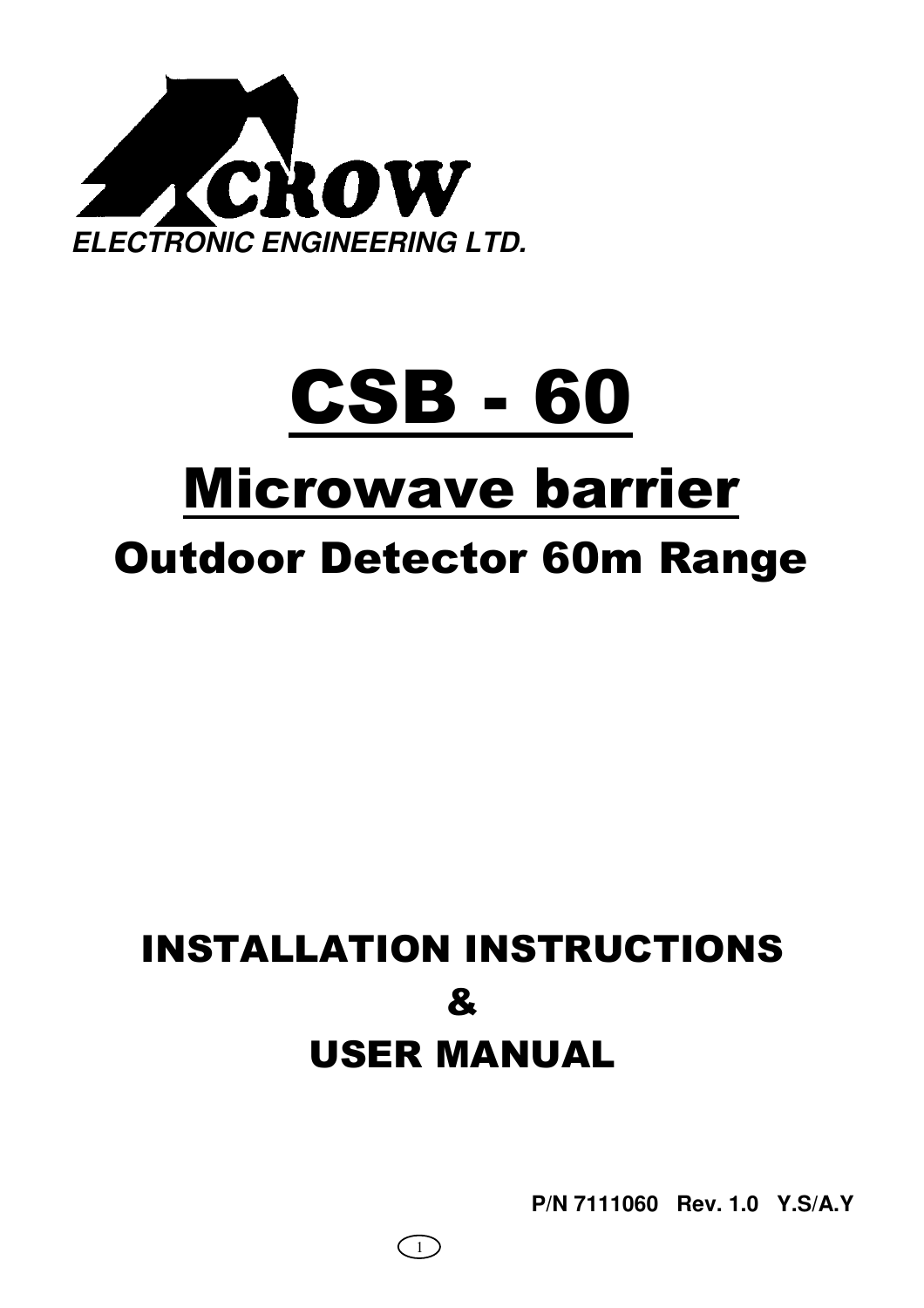CROW

*ELECTRONIC ENGINEERING LTD.*

# CSB - 60

## Microwave barrier

### Outdoor Detector 60m Range

## INSTALLATION INSTRUCTIONS
## &
## USER MANUAL

**P/N 7111060 Rev. 1.0 Y.S/A.Y**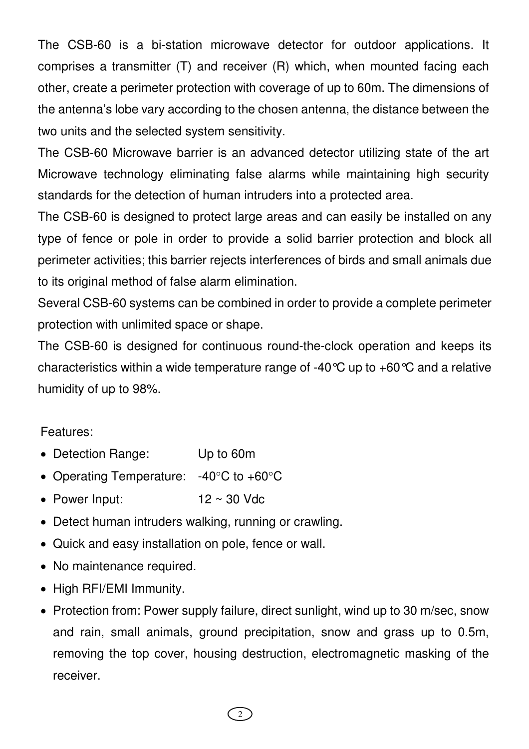The CSB-60 is a bi-station microwave detector for outdoor applications. It comprises a transmitter (T) and receiver (R) which, when mounted facing each other, create a perimeter protection with coverage of up to 60m. The dimensions of the antenna's lobe vary according to the chosen antenna, the distance between the two units and the selected system sensitivity.

The CSB-60 Microwave barrier is an advanced detector utilizing state of the art Microwave technology eliminating false alarms while maintaining high security standards for the detection of human intruders into a protected area.

The CSB-60 is designed to protect large areas and can easily be installed on any type of fence or pole in order to provide a solid barrier protection and block all perimeter activities; this barrier rejects interferences of birds and small animals due to its original method of false alarm elimination.

Several CSB-60 systems can be combined in order to provide a complete perimeter protection with unlimited space or shape.

The CSB-60 is designed for continuous round-the-clock operation and keeps its characteristics within a wide temperature range of -40℃ up to +60℃ and a relative humidity of up to 98%.

Features:

- Detection Range: Up to 60m
- Operating Temperature: -40°C to +60°C
- Power Input: 12 ~ 30 Vdc
- Detect human intruders walking, running or crawling.
- Quick and easy installation on pole, fence or wall.
- No maintenance required.
- High RFI/EMI Immunity.
- Protection from: Power supply failure, direct sunlight, wind up to 30 m/sec, snow and rain, small animals, ground precipitation, snow and grass up to 0.5m, removing the top cover, housing destruction, electromagnetic masking of the receiver.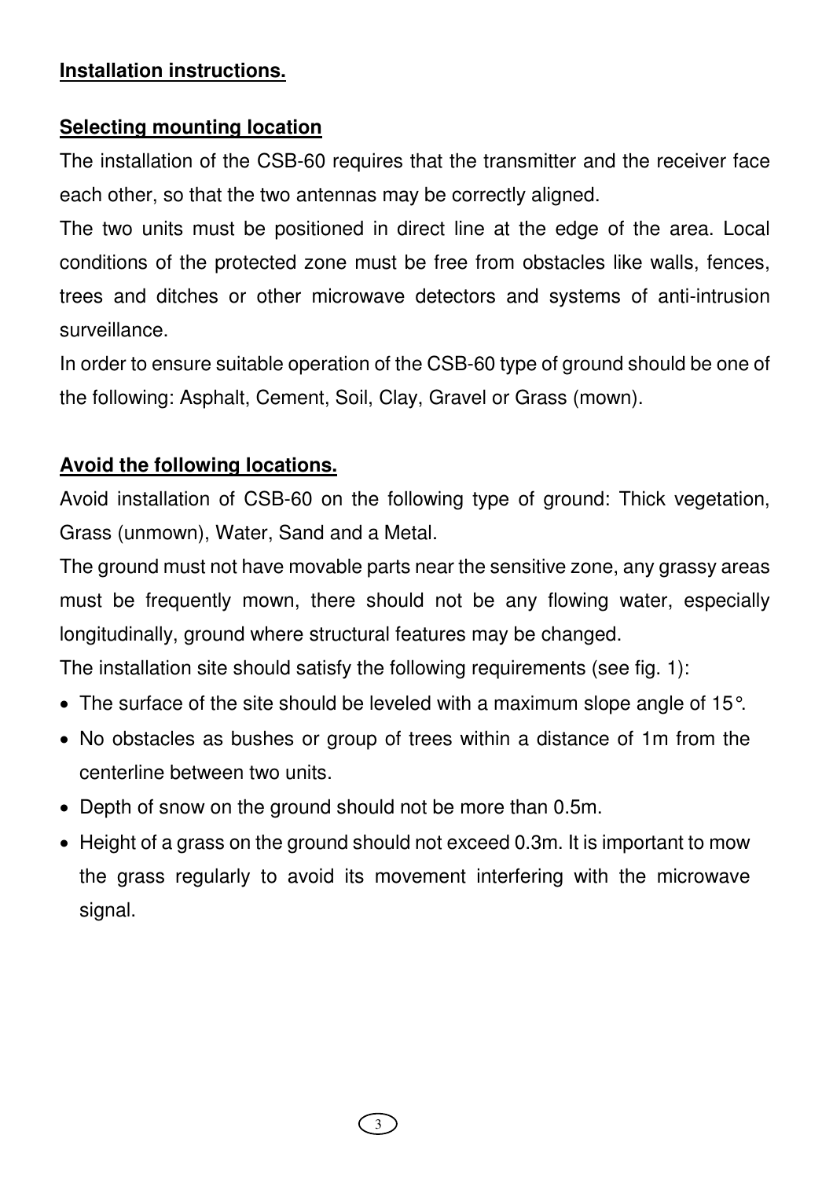## Installation instructions.

### Selecting mounting location

The installation of the CSB-60 requires that the transmitter and the receiver face each other, so that the two antennas may be correctly aligned.

The two units must be positioned in direct line at the edge of the area. Local conditions of the protected zone must be free from obstacles like walls, fences, trees and ditches or other microwave detectors and systems of anti-intrusion surveillance.

In order to ensure suitable operation of the CSB-60 type of ground should be one of the following: Asphalt, Cement, Soil, Clay, Gravel or Grass (mown).

### Avoid the following locations.

Avoid installation of CSB-60 on the following type of ground: Thick vegetation, Grass (unmown), Water, Sand and a Metal.

The ground must not have movable parts near the sensitive zone, any grassy areas must be frequently mown, there should not be any flowing water, especially longitudinally, ground where structural features may be changed.

The installation site should satisfy the following requirements (see fig. 1):

- The surface of the site should be leveled with a maximum slope angle of 15°.
- No obstacles as bushes or group of trees within a distance of 1m from the centerline between two units.
- Depth of snow on the ground should not be more than 0.5m.
- Height of a grass on the ground should not exceed 0.3m. It is important to mow the grass regularly to avoid its movement interfering with the microwave signal.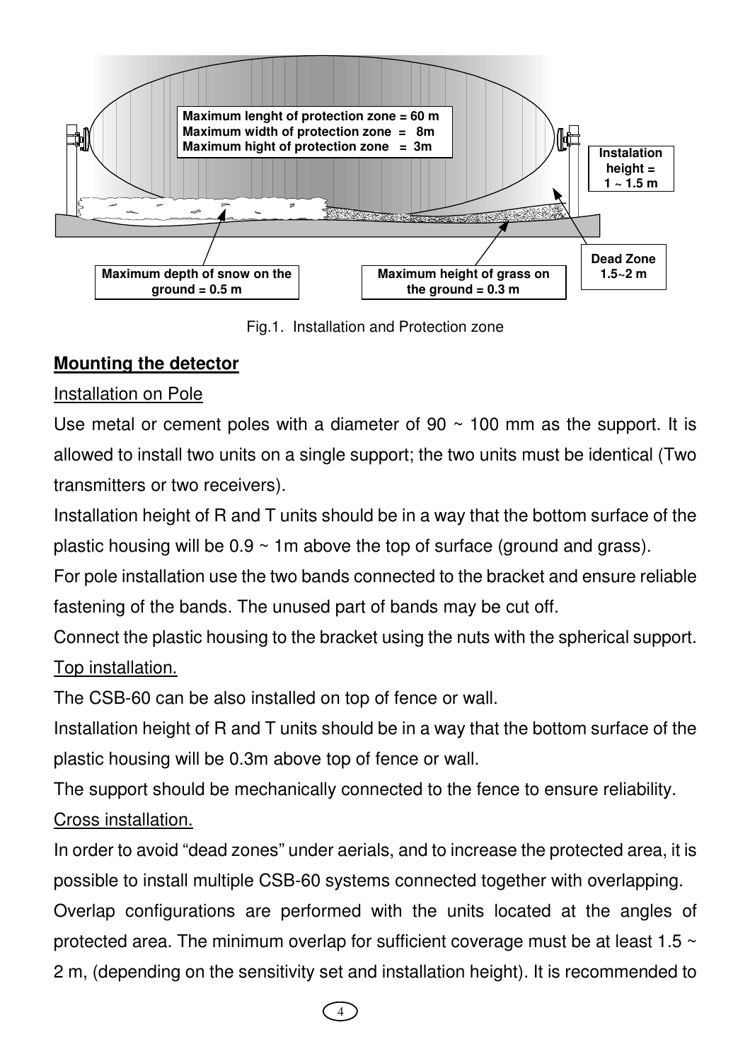Maximum lenght of protection zone = 60 m
Maximum width of protection zone = 8m
Maximum hight of protection zone = 3m

Instalation height = 1 ~ 1.5 m

Dead Zone 1.5~2 m

Maximum depth of snow on the ground = 0.5 m

Maximum height of grass on the ground = 0.3 m

Fig.1. Installation and Protection zone

## Mounting the detector

Installation on Pole

Use metal or cement poles with a diameter of 90 ~ 100 mm as the support. It is allowed to install two units on a single support; the two units must be identical (Two transmitters or two receivers).

Installation height of R and T units should be in a way that the bottom surface of the plastic housing will be 0.9 ~ 1m above the top of surface (ground and grass).

For pole installation use the two bands connected to the bracket and ensure reliable fastening of the bands. The unused part of bands may be cut off.

Connect the plastic housing to the bracket using the nuts with the spherical support.

Top installation.

The CSB-60 can be also installed on top of fence or wall.

Installation height of R and T units should be in a way that the bottom surface of the plastic housing will be 0.3m above top of fence or wall.

The support should be mechanically connected to the fence to ensure reliability.

Cross installation.

In order to avoid “dead zones” under aerials, and to increase the protected area, it is possible to install multiple CSB-60 systems connected together with overlapping.

Overlap configurations are performed with the units located at the angles of protected area. The minimum overlap for sufficient coverage must be at least 1.5 ~ 2 m, (depending on the sensitivity set and installation height). It is recommended to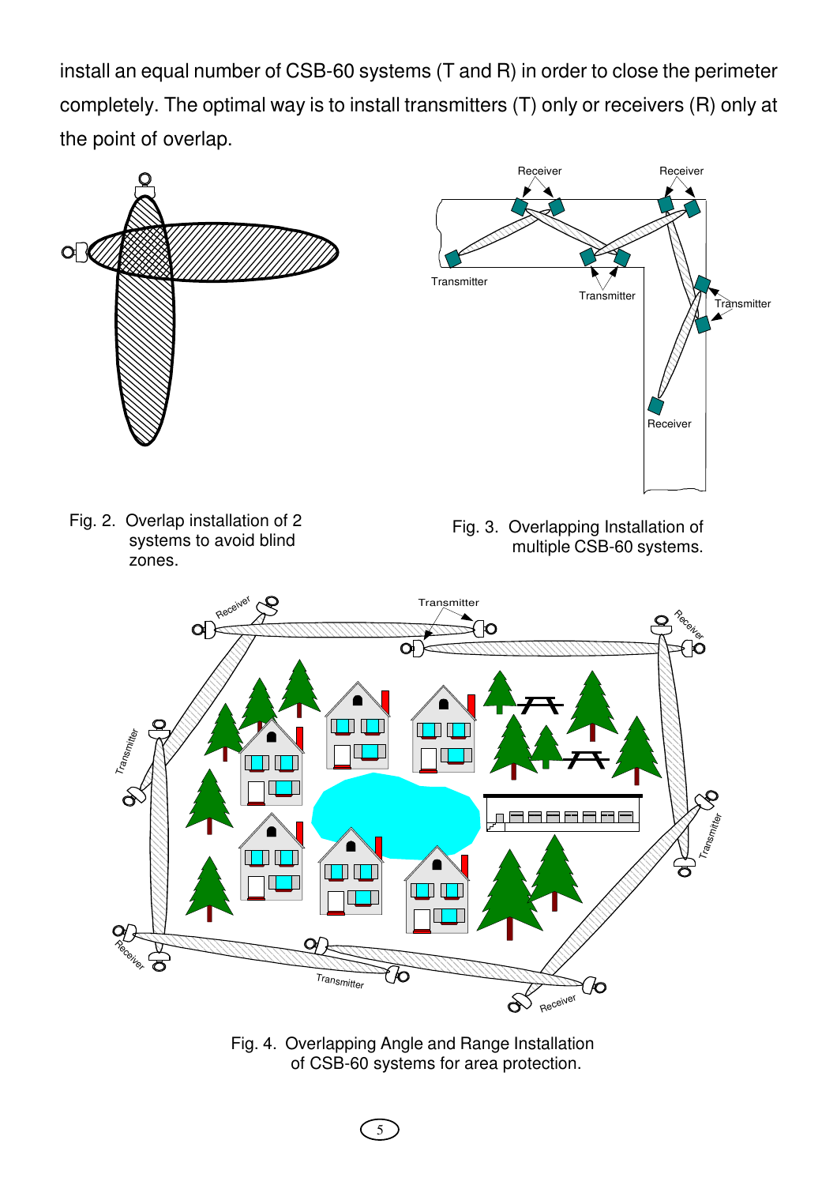install an equal number of CSB-60 systems (T and R) in order to close the perimeter completely. The optimal way is to install transmitters (T) only or receivers (R) only at the point of overlap.

Fig. 2. Overlap installation of 2 systems to avoid blind zones.

Fig. 3. Overlapping Installation of multiple CSB-60 systems.

Fig. 4. Overlapping Angle and Range Installation of CSB-60 systems for area protection.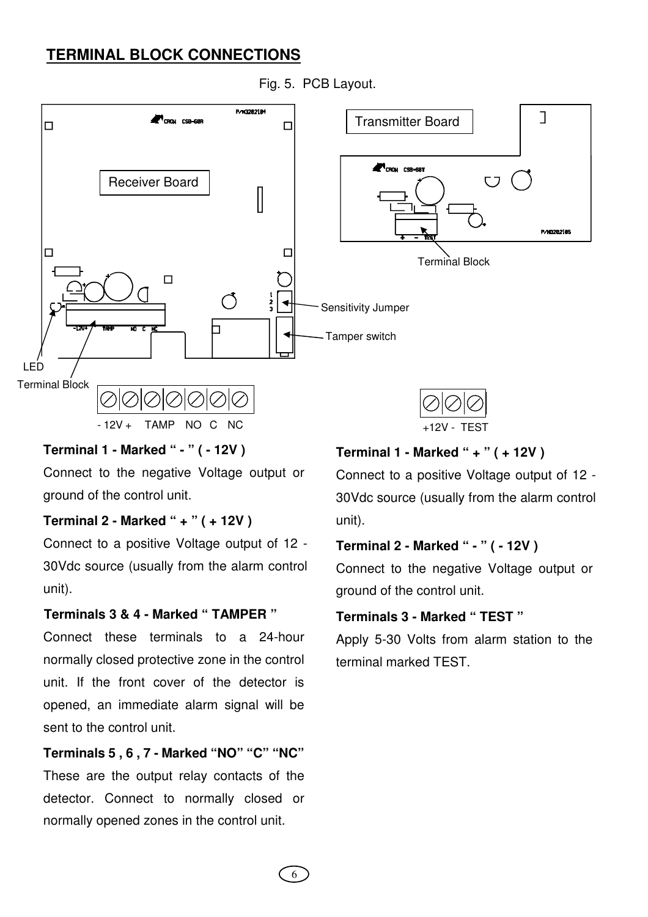## TERMINAL BLOCK CONNECTIONS

Fig. 5. PCB Layout.

Receiver Board

Transmitter Board

Terminal Block

Sensitivity Jumper

Tamper switch

LED

Terminal Block

- 12V + TAMP NO C NC

+12V - TEST

**Terminal 1 - Marked “ - ” ( - 12V )**

Connect to the negative Voltage output or ground of the control unit.

**Terminal 2 - Marked “ + ” ( + 12V )**

Connect to a positive Voltage output of 12 - 30Vdc source (usually from the alarm control unit).

**Terminals 3 & 4 - Marked “ TAMPER ”**

Connect these terminals to a 24-hour normally closed protective zone in the control unit. If the front cover of the detector is opened, an immediate alarm signal will be sent to the control unit.

**Terminals 5 , 6 , 7 - Marked “NO” “C” “NC”**

These are the output relay contacts of the detector. Connect to normally closed or normally opened zones in the control unit.

**Terminal 1 - Marked “ + ” ( + 12V )**

Connect to a positive Voltage output of 12 - 30Vdc source (usually from the alarm control unit).

**Terminal 2 - Marked “ - ” ( - 12V )**

Connect to the negative Voltage output or ground of the control unit.

**Terminals 3 - Marked “ TEST ”**

Apply 5-30 Volts from alarm station to the terminal marked TEST.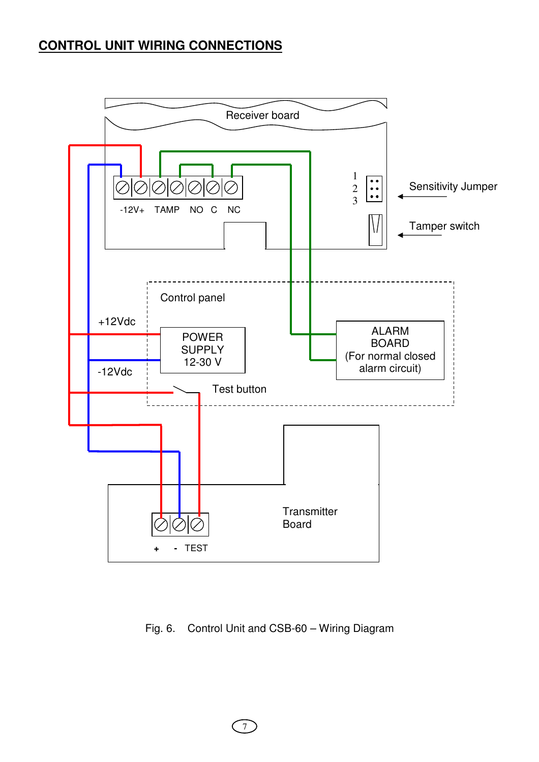## CONTROL UNIT WIRING CONNECTIONS

Receiver board

-12V+ TAMP NO C NC

1 2 3

Sensitivity Jumper

Tamper switch

Control panel

+12Vdc

POWER SUPPLY 12-30 V

-12Vdc

ALARM BOARD (For normal closed alarm circuit)

Test button

Transmitter Board

+ - TEST

Fig. 6. Control Unit and CSB-60 – Wiring Diagram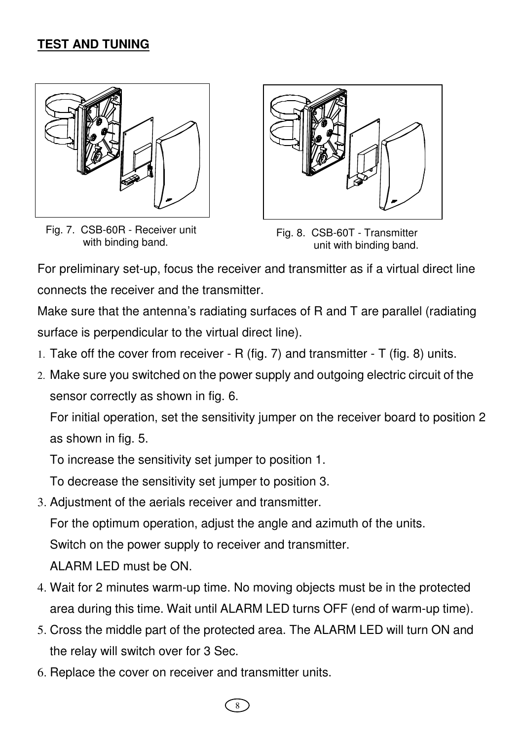## TEST AND TUNING

Fig. 7. CSB-60R - Receiver unit with binding band.

Fig. 8. CSB-60T - Transmitter unit with binding band.

For preliminary set-up, focus the receiver and transmitter as if a virtual direct line connects the receiver and the transmitter.

Make sure that the antenna's radiating surfaces of R and T are parallel (radiating surface is perpendicular to the virtual direct line).

1. Take off the cover from receiver - R (fig. 7) and transmitter - T (fig. 8) units.
2. Make sure you switched on the power supply and outgoing electric circuit of the sensor correctly as shown in fig. 6.

   For initial operation, set the sensitivity jumper on the receiver board to position 2 as shown in fig. 5.

   To increase the sensitivity set jumper to position 1.

   To decrease the sensitivity set jumper to position 3.
3. Adjustment of the aerials receiver and transmitter.

   For the optimum operation, adjust the angle and azimuth of the units.

   Switch on the power supply to receiver and transmitter.

   ALARM LED must be ON.
4. Wait for 2 minutes warm-up time. No moving objects must be in the protected area during this time. Wait until ALARM LED turns OFF (end of warm-up time).
5. Cross the middle part of the protected area. The ALARM LED will turn ON and the relay will switch over for 3 Sec.
6. Replace the cover on receiver and transmitter units.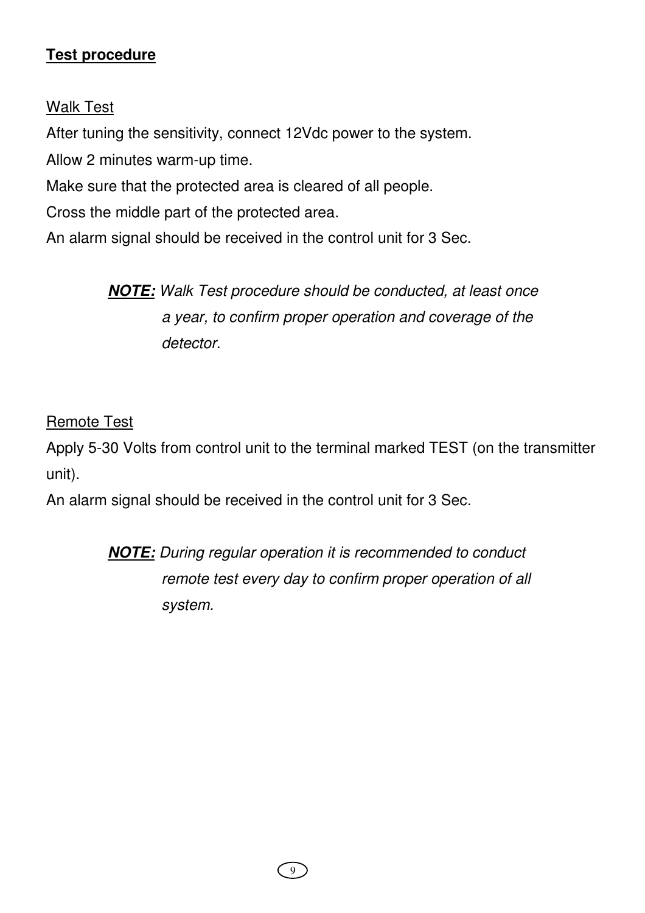**Test procedure**

Walk Test

After tuning the sensitivity, connect 12Vdc power to the system.

Allow 2 minutes warm-up time.

Make sure that the protected area is cleared of all people.

Cross the middle part of the protected area.

An alarm signal should be received in the control unit for 3 Sec.

> ***NOTE:*** *Walk Test procedure should be conducted, at least once a year, to confirm proper operation and coverage of the detector.*

Remote Test

Apply 5-30 Volts from control unit to the terminal marked TEST (on the transmitter unit).

An alarm signal should be received in the control unit for 3 Sec.

> ***NOTE:*** *During regular operation it is recommended to conduct remote test every day to confirm proper operation of all system.*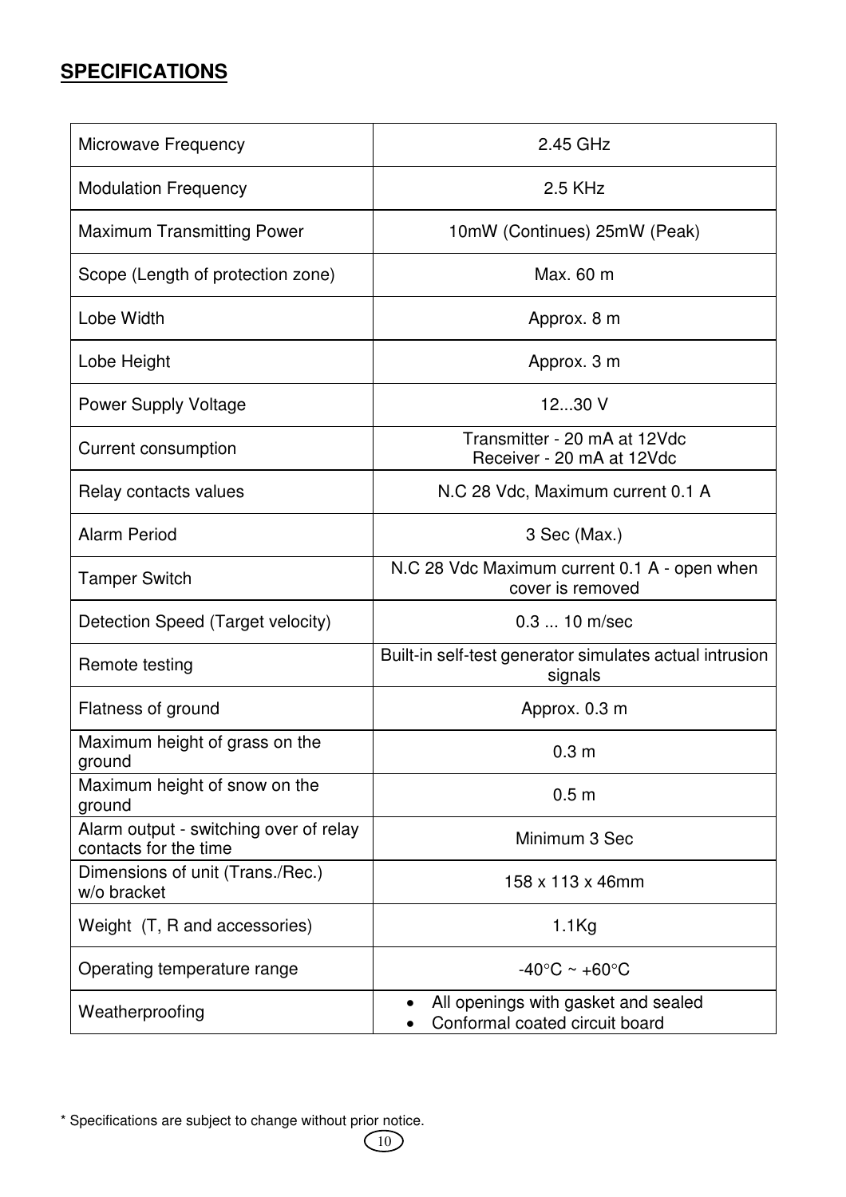## SPECIFICATIONS

| | |
|---|---|
| Microwave Frequency | 2.45 GHz |
| Modulation Frequency | 2.5 KHz |
| Maximum Transmitting Power | 10mW (Continues) 25mW (Peak) |
| Scope (Length of protection zone) | Max. 60 m |
| Lobe Width | Approx. 8 m |
| Lobe Height | Approx. 3 m |
| Power Supply Voltage | 12...30 V |
| Current consumption | Transmitter - 20 mA at 12Vdc<br>Receiver - 20 mA at 12Vdc |
| Relay contacts values | N.C 28 Vdc, Maximum current 0.1 A |
| Alarm Period | 3 Sec (Max.) |
| Tamper Switch | N.C 28 Vdc Maximum current 0.1 A - open when cover is removed |
| Detection Speed (Target velocity) | 0.3 ... 10 m/sec |
| Remote testing | Built-in self-test generator simulates actual intrusion signals |
| Flatness of ground | Approx. 0.3 m |
| Maximum height of grass on the ground | 0.3 m |
| Maximum height of snow on the ground | 0.5 m |
| Alarm output - switching over of relay contacts for the time | Minimum 3 Sec |
| Dimensions of unit (Trans./Rec.) w/o bracket | 158 x 113 x 46mm |
| Weight (T, R and accessories) | 1.1Kg |
| Operating temperature range | -40°C ~ +60°C |
| Weatherproofing | • All openings with gasket and sealed<br>• Conformal coated circuit board |

* Specifications are subject to change without prior notice.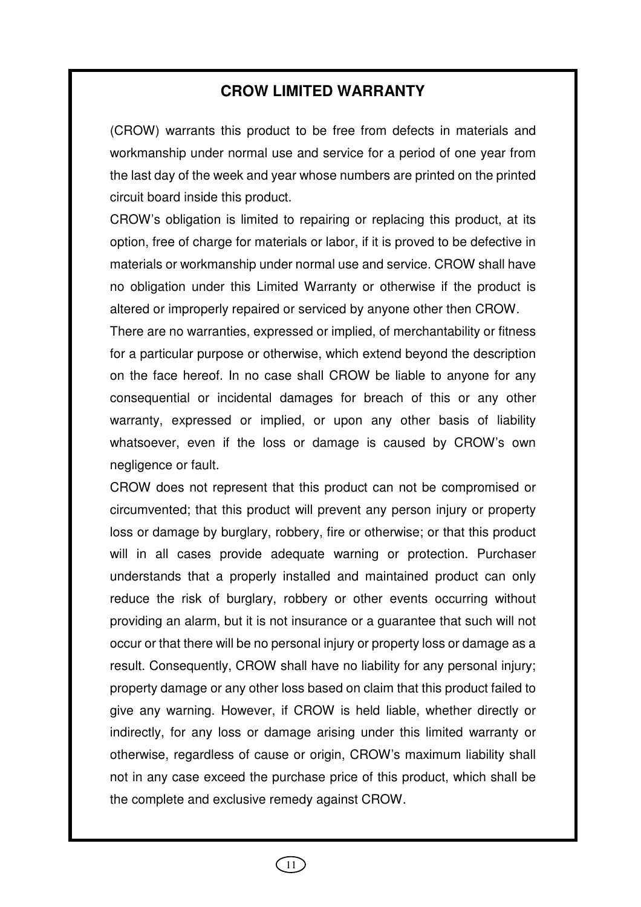## CROW LIMITED WARRANTY

(CROW) warrants this product to be free from defects in materials and workmanship under normal use and service for a period of one year from the last day of the week and year whose numbers are printed on the printed circuit board inside this product.

CROW's obligation is limited to repairing or replacing this product, at its option, free of charge for materials or labor, if it is proved to be defective in materials or workmanship under normal use and service. CROW shall have no obligation under this Limited Warranty or otherwise if the product is altered or improperly repaired or serviced by anyone other then CROW.

There are no warranties, expressed or implied, of merchantability or fitness for a particular purpose or otherwise, which extend beyond the description on the face hereof. In no case shall CROW be liable to anyone for any consequential or incidental damages for breach of this or any other warranty, expressed or implied, or upon any other basis of liability whatsoever, even if the loss or damage is caused by CROW's own negligence or fault.

CROW does not represent that this product can not be compromised or circumvented; that this product will prevent any person injury or property loss or damage by burglary, robbery, fire or otherwise; or that this product will in all cases provide adequate warning or protection. Purchaser understands that a properly installed and maintained product can only reduce the risk of burglary, robbery or other events occurring without providing an alarm, but it is not insurance or a guarantee that such will not occur or that there will be no personal injury or property loss or damage as a result. Consequently, CROW shall have no liability for any personal injury; property damage or any other loss based on claim that this product failed to give any warning. However, if CROW is held liable, whether directly or indirectly, for any loss or damage arising under this limited warranty or otherwise, regardless of cause or origin, CROW's maximum liability shall not in any case exceed the purchase price of this product, which shall be the complete and exclusive remedy against CROW.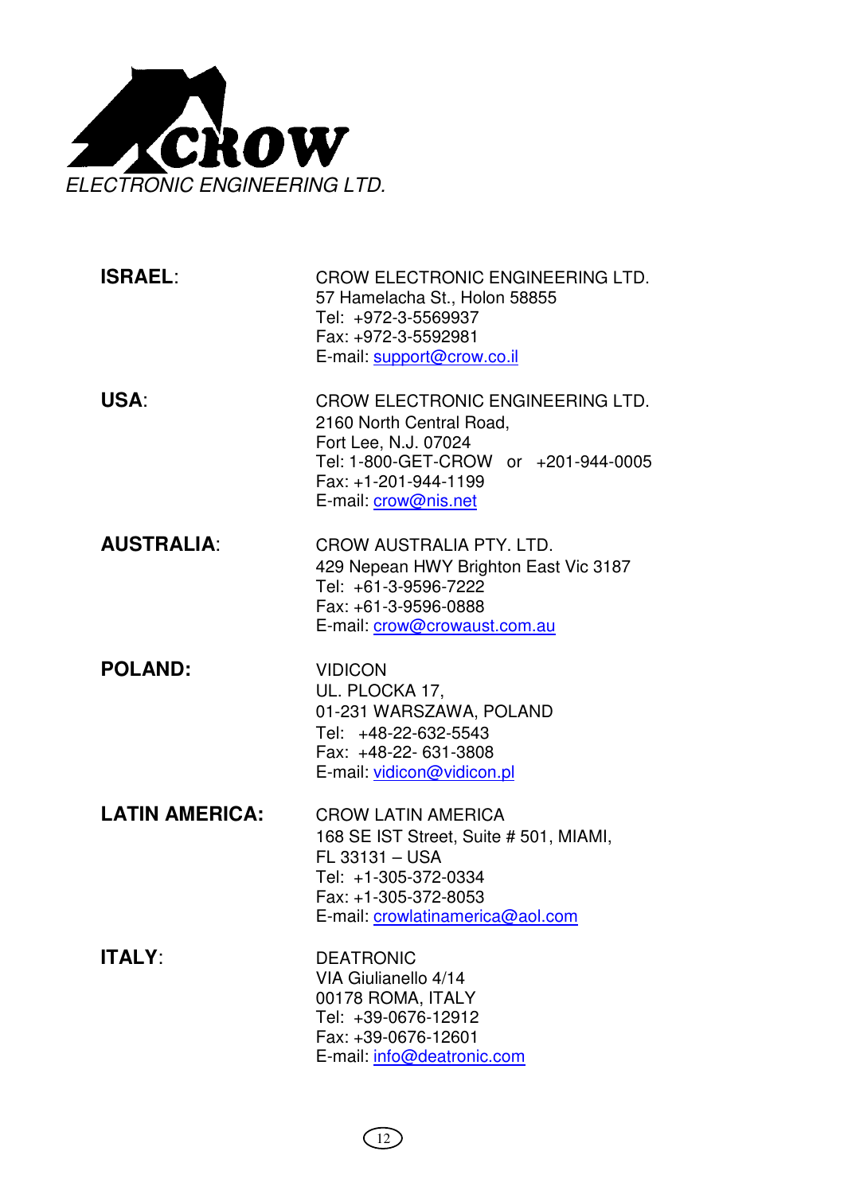CROW

*ELECTRONIC ENGINEERING LTD.*

**ISRAEL**:

CROW ELECTRONIC ENGINEERING LTD.
57 Hamelacha St., Holon 58855
Tel: +972-3-5569937
Fax: +972-3-5592981
E-mail: support@crow.co.il

**USA**:

CROW ELECTRONIC ENGINEERING LTD.
2160 North Central Road,
Fort Lee, N.J. 07024
Tel: 1-800-GET-CROW or +201-944-0005
Fax: +1-201-944-1199
E-mail: crow@nis.net

**AUSTRALIA**:

CROW AUSTRALIA PTY. LTD.
429 Nepean HWY Brighton East Vic 3187
Tel: +61-3-9596-7222
Fax: +61-3-9596-0888
E-mail: crow@crowaust.com.au

**POLAND:**

VIDICON
UL. PLOCKA 17,
01-231 WARSZAWA, POLAND
Tel: +48-22-632-5543
Fax: +48-22- 631-3808
E-mail: vidicon@vidicon.pl

**LATIN AMERICA:**

CROW LATIN AMERICA
168 SE IST Street, Suite # 501, MIAMI,
FL 33131 – USA
Tel: +1-305-372-0334
Fax: +1-305-372-8053
E-mail: crowlatinamerica@aol.com

**ITALY**:

DEATRONIC
VIA Giulianello 4/14
00178 ROMA, ITALY
Tel: +39-0676-12912
Fax: +39-0676-12601
E-mail: info@deatronic.com